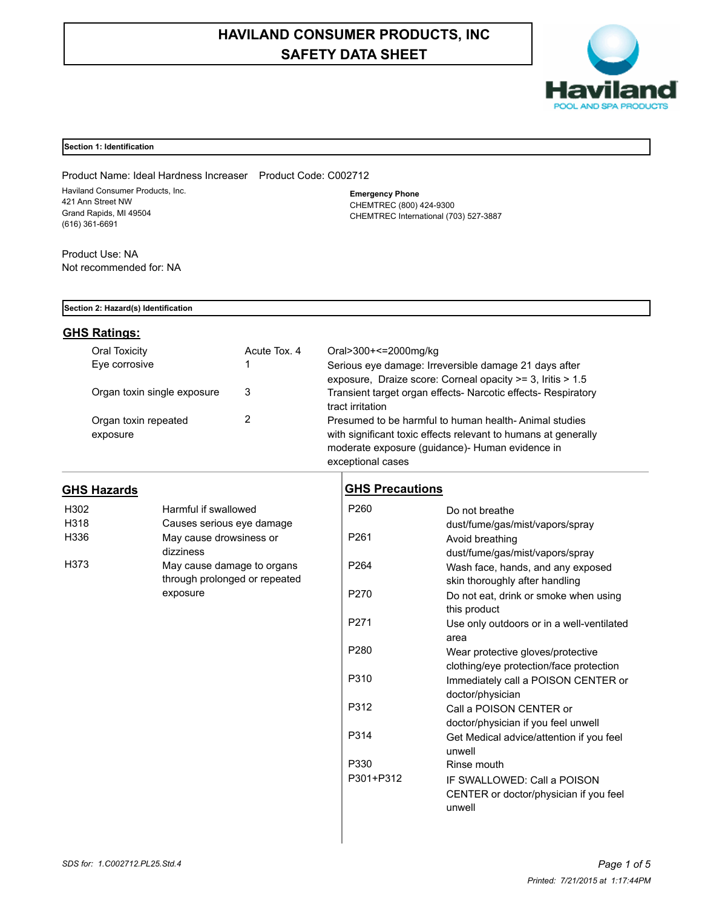# HAVILAND CONSUMER PRODUCTS, INC
# SAFETY DATA SHEET

Haviland
POOL AND SPA PRODUCTS

## Section 1: Identification

Product Name: Ideal Hardness Increaser    Product Code: C002712

Haviland Consumer Products, Inc.
421 Ann Street NW
Grand Rapids, MI 49504
(616) 361-6691

**Emergency Phone**
CHEMTREC (800) 424-9300
CHEMTREC International (703) 527-3887

Product Use: NA
Not recommended for: NA

## Section 2: Hazard(s) Identification

### GHS Ratings:

| | | |
|---|---|---|
| Oral Toxicity | Acute Tox. 4 | Oral>300+<=2000mg/kg |
| Eye corrosive | 1 | Serious eye damage: Irreversible damage 21 days after exposure, Draize score: Corneal opacity >= 3, Iritis > 1.5 |
| Organ toxin single exposure | 3 | Transient target organ effects- Narcotic effects- Respiratory tract irritation |
| Organ toxin repeated exposure | 2 | Presumed to be harmful to human health- Animal studies with significant toxic effects relevant to humans at generally moderate exposure (guidance)- Human evidence in exceptional cases |

### GHS Hazards

| | |
|---|---|
| H302 | Harmful if swallowed |
| H318 | Causes serious eye damage |
| H336 | May cause drowsiness or dizziness |
| H373 | May cause damage to organs through prolonged or repeated exposure |

### GHS Precautions

| | |
|---|---|
| P260 | Do not breathe dust/fume/gas/mist/vapors/spray |
| P261 | Avoid breathing dust/fume/gas/mist/vapors/spray |
| P264 | Wash face, hands, and any exposed skin thoroughly after handling |
| P270 | Do not eat, drink or smoke when using this product |
| P271 | Use only outdoors or in a well-ventilated area |
| P280 | Wear protective gloves/protective clothing/eye protection/face protection |
| P310 | Immediately call a POISON CENTER or doctor/physician |
| P312 | Call a POISON CENTER or doctor/physician if you feel unwell |
| P314 | Get Medical advice/attention if you feel unwell |
| P330 | Rinse mouth |
| P301+P312 | IF SWALLOWED: Call a POISON CENTER or doctor/physician if you feel unwell |

*SDS for: 1.C002712.PL25.Std.4*

*Printed: 7/21/2015 at 1:17:44PM*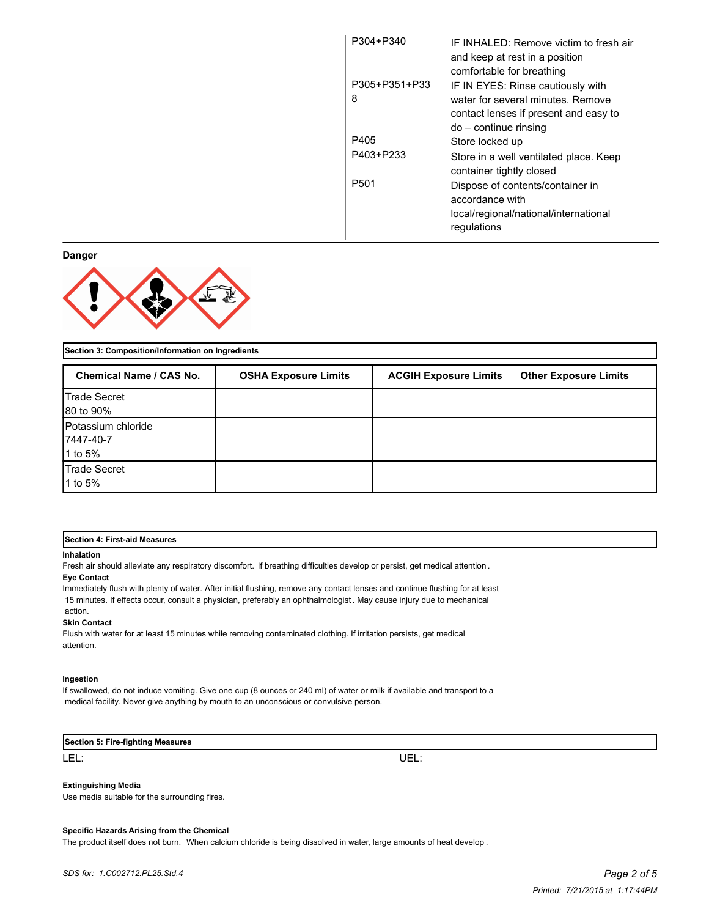| | |
|---|---|
| P304+P340 | IF INHALED: Remove victim to fresh air and keep at rest in a position comfortable for breathing |
| P305+P351+P338 | IF IN EYES: Rinse cautiously with water for several minutes. Remove contact lenses if present and easy to do – continue rinsing |
| P405 | Store locked up |
| P403+P233 | Store in a well ventilated place. Keep container tightly closed |
| P501 | Dispose of contents/container in accordance with local/regional/national/international regulations |

**Danger**

## Section 3: Composition/Information on Ingredients

| Chemical Name / CAS No. | OSHA Exposure Limits | ACGIH Exposure Limits | Other Exposure Limits |
|---|---|---|---|
| Trade Secret<br>80 to 90% | | | |
| Potassium chloride<br>7447-40-7<br>1 to 5% | | | |
| Trade Secret<br>1 to 5% | | | |

## Section 4: First-aid Measures

**Inhalation**

Fresh air should alleviate any respiratory discomfort. If breathing difficulties develop or persist, get medical attention.

**Eye Contact**

Immediately flush with plenty of water. After initial flushing, remove any contact lenses and continue flushing for at least 15 minutes. If effects occur, consult a physician, preferably an ophthalmologist. May cause injury due to mechanical action.

**Skin Contact**

Flush with water for at least 15 minutes while removing contaminated clothing. If irritation persists, get medical attention.

**Ingestion**

If swallowed, do not induce vomiting. Give one cup (8 ounces or 240 ml) of water or milk if available and transport to a medical facility. Never give anything by mouth to an unconscious or convulsive person.

## Section 5: Fire-fighting Measures

LEL: UEL:

**Extinguishing Media**

Use media suitable for the surrounding fires.

**Specific Hazards Arising from the Chemical**

The product itself does not burn. When calcium chloride is being dissolved in water, large amounts of heat develop.

*SDS for: 1.C002712.PL25.Std.4*

*Printed: 7/21/2015 at 1:17:44PM*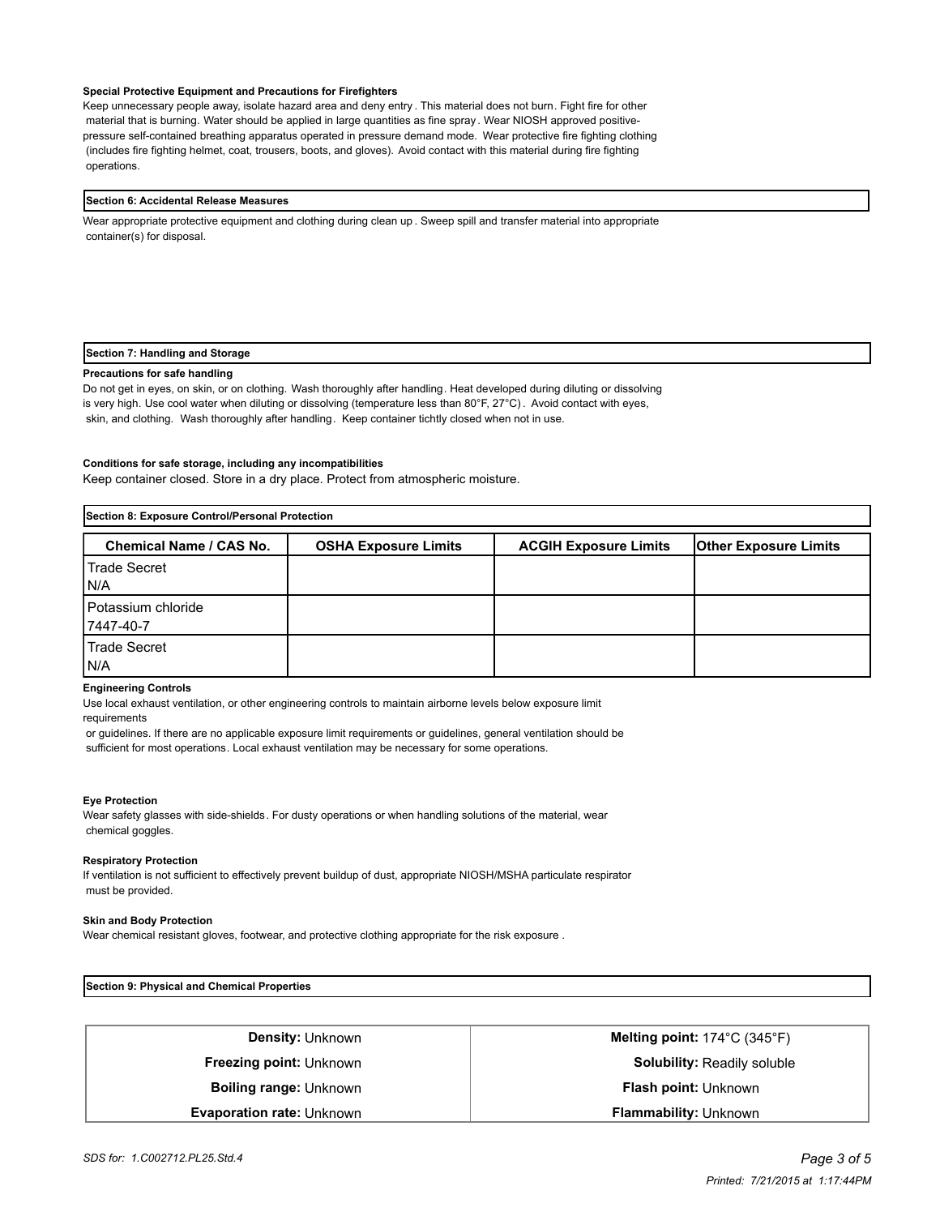**Special Protective Equipment and Precautions for Firefighters**

Keep unnecessary people away, isolate hazard area and deny entry. This material does not burn. Fight fire for other material that is burning. Water should be applied in large quantities as fine spray. Wear NIOSH approved positive-pressure self-contained breathing apparatus operated in pressure demand mode. Wear protective fire fighting clothing (includes fire fighting helmet, coat, trousers, boots, and gloves). Avoid contact with this material during fire fighting operations.

## Section 6: Accidental Release Measures

Wear appropriate protective equipment and clothing during clean up. Sweep spill and transfer material into appropriate container(s) for disposal.

## Section 7: Handling and Storage

**Precautions for safe handling**

Do not get in eyes, on skin, or on clothing. Wash thoroughly after handling. Heat developed during diluting or dissolving is very high. Use cool water when diluting or dissolving (temperature less than 80°F, 27°C). Avoid contact with eyes, skin, and clothing. Wash thoroughly after handling. Keep container tichtly closed when not in use.

**Conditions for safe storage, including any incompatibilities**

Keep container closed. Store in a dry place. Protect from atmospheric moisture.

## Section 8: Exposure Control/Personal Protection

| Chemical Name / CAS No. | OSHA Exposure Limits | ACGIH Exposure Limits | Other Exposure Limits |
|---|---|---|---|
| Trade Secret<br>N/A | | | |
| Potassium chloride<br>7447-40-7 | | | |
| Trade Secret<br>N/A | | | |

**Engineering Controls**

Use local exhaust ventilation, or other engineering controls to maintain airborne levels below exposure limit requirements or guidelines. If there are no applicable exposure limit requirements or guidelines, general ventilation should be sufficient for most operations. Local exhaust ventilation may be necessary for some operations.

**Eye Protection**

Wear safety glasses with side-shields. For dusty operations or when handling solutions of the material, wear chemical goggles.

**Respiratory Protection**

If ventilation is not sufficient to effectively prevent buildup of dust, appropriate NIOSH/MSHA particulate respirator must be provided.

**Skin and Body Protection**

Wear chemical resistant gloves, footwear, and protective clothing appropriate for the risk exposure.

## Section 9: Physical and Chemical Properties

| | |
|---|---|
| **Density:** Unknown | **Melting point:** 174°C (345°F) |
| **Freezing point:** Unknown | **Solubility:** Readily soluble |
| **Boiling range:** Unknown | **Flash point:** Unknown |
| **Evaporation rate:** Unknown | **Flammability:** Unknown |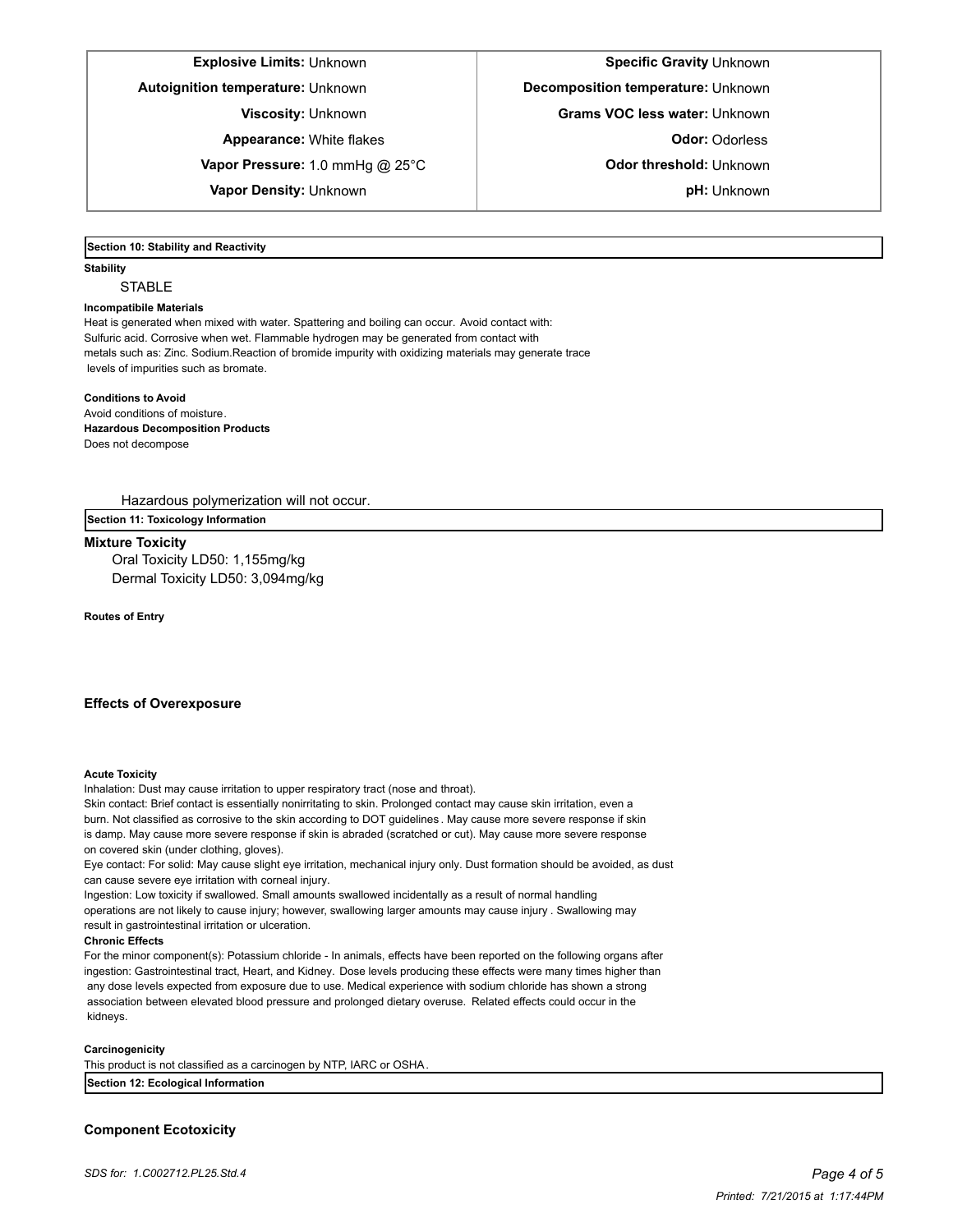| | |
|---|---|
| **Explosive Limits:** Unknown | **Specific Gravity** Unknown |
| **Autoignition temperature:** Unknown | **Decomposition temperature:** Unknown |
| **Viscosity:** Unknown | **Grams VOC less water:** Unknown |
| **Appearance:** White flakes | **Odor:** Odorless |
| **Vapor Pressure:** 1.0 mmHg @ 25°C | **Odor threshold:** Unknown |
| **Vapor Density:** Unknown | **pH:** Unknown |

## Section 10: Stability and Reactivity

**Stability**

STABLE

**Incompatibile Materials**

Heat is generated when mixed with water. Spattering and boiling can occur. Avoid contact with: Sulfuric acid. Corrosive when wet. Flammable hydrogen may be generated from contact with metals such as: Zinc. Sodium.Reaction of bromide impurity with oxidizing materials may generate trace levels of impurities such as bromate.

**Conditions to Avoid**

Avoid conditions of moisture.

**Hazardous Decomposition Products**

Does not decompose

Hazardous polymerization will not occur.

## Section 11: Toxicology Information

**Mixture Toxicity**

Oral Toxicity LD50: 1,155mg/kg

Dermal Toxicity LD50: 3,094mg/kg

**Routes of Entry**

**Effects of Overexposure**

**Acute Toxicity**

Inhalation: Dust may cause irritation to upper respiratory tract (nose and throat).

Skin contact: Brief contact is essentially nonirritating to skin. Prolonged contact may cause skin irritation, even a burn. Not classified as corrosive to the skin according to DOT guidelines. May cause more severe response if skin is damp. May cause more severe response if skin is abraded (scratched or cut). May cause more severe response on covered skin (under clothing, gloves).

Eye contact: For solid: May cause slight eye irritation, mechanical injury only. Dust formation should be avoided, as dust can cause severe eye irritation with corneal injury.

Ingestion: Low toxicity if swallowed. Small amounts swallowed incidentally as a result of normal handling operations are not likely to cause injury; however, swallowing larger amounts may cause injury . Swallowing may result in gastrointestinal irritation or ulceration.

**Chronic Effects**

For the minor component(s): Potassium chloride - In animals, effects have been reported on the following organs after ingestion: Gastrointestinal tract, Heart, and Kidney. Dose levels producing these effects were many times higher than any dose levels expected from exposure due to use. Medical experience with sodium chloride has shown a strong association between elevated blood pressure and prolonged dietary overuse. Related effects could occur in the kidneys.

**Carcinogenicity**

This product is not classified as a carcinogen by NTP, IARC or OSHA.

## Section 12: Ecological Information

**Component Ecotoxicity**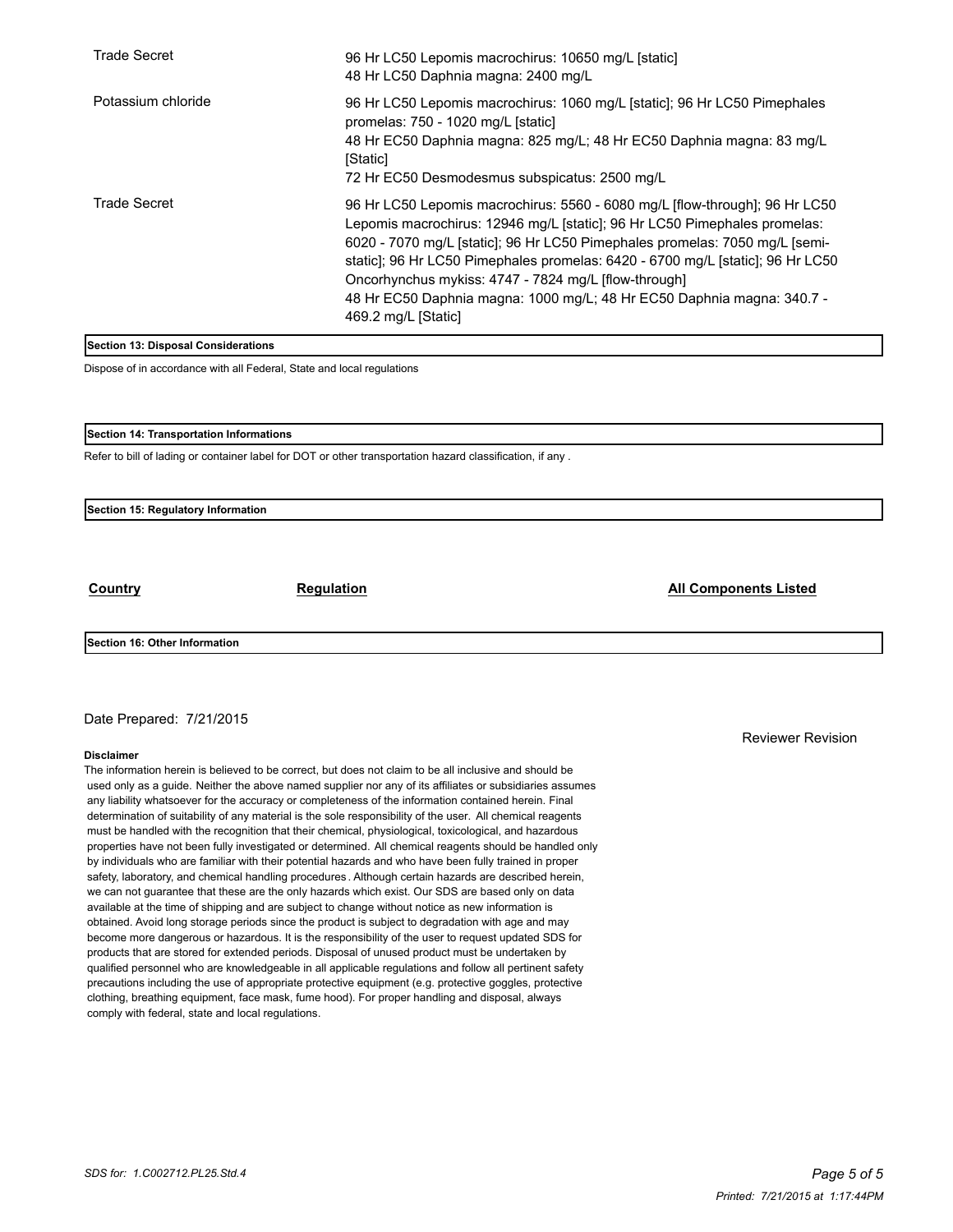| | |
|---|---|
| Trade Secret | 96 Hr LC50 Lepomis macrochirus: 10650 mg/L [static]<br>48 Hr LC50 Daphnia magna: 2400 mg/L |
| Potassium chloride | 96 Hr LC50 Lepomis macrochirus: 1060 mg/L [static]; 96 Hr LC50 Pimephales promelas: 750 - 1020 mg/L [static]<br>48 Hr EC50 Daphnia magna: 825 mg/L; 48 Hr EC50 Daphnia magna: 83 mg/L [Static]<br>72 Hr EC50 Desmodesmus subspicatus: 2500 mg/L |
| Trade Secret | 96 Hr LC50 Lepomis macrochirus: 5560 - 6080 mg/L [flow-through]; 96 Hr LC50 Lepomis macrochirus: 12946 mg/L [static]; 96 Hr LC50 Pimephales promelas: 6020 - 7070 mg/L [static]; 96 Hr LC50 Pimephales promelas: 7050 mg/L [semi-static]; 96 Hr LC50 Pimephales promelas: 6420 - 6700 mg/L [static]; 96 Hr LC50 Oncorhynchus mykiss: 4747 - 7824 mg/L [flow-through]<br>48 Hr EC50 Daphnia magna: 1000 mg/L; 48 Hr EC50 Daphnia magna: 340.7 - 469.2 mg/L [Static] |

## Section 13: Disposal Considerations

Dispose of in accordance with all Federal, State and local regulations

## Section 14: Transportation Informations

Refer to bill of lading or container label for DOT or other transportation hazard classification, if any .

## Section 15: Regulatory Information

| Country | Regulation | All Components Listed |
|---|---|---|

## Section 16: Other Information

Date Prepared: 7/21/2015

Reviewer Revision

**Disclaimer**

The information herein is believed to be correct, but does not claim to be all inclusive and should be used only as a guide. Neither the above named supplier nor any of its affiliates or subsidiaries assumes any liability whatsoever for the accuracy or completeness of the information contained herein. Final determination of suitability of any material is the sole responsibility of the user. All chemical reagents must be handled with the recognition that their chemical, physiological, toxicological, and hazardous properties have not been fully investigated or determined. All chemical reagents should be handled only by individuals who are familiar with their potential hazards and who have been fully trained in proper safety, laboratory, and chemical handling procedures . Although certain hazards are described herein, we can not guarantee that these are the only hazards which exist. Our SDS are based only on data available at the time of shipping and are subject to change without notice as new information is obtained. Avoid long storage periods since the product is subject to degradation with age and may become more dangerous or hazardous. It is the responsibility of the user to request updated SDS for products that are stored for extended periods. Disposal of unused product must be undertaken by qualified personnel who are knowledgeable in all applicable regulations and follow all pertinent safety precautions including the use of appropriate protective equipment (e.g. protective goggles, protective clothing, breathing equipment, face mask, fume hood). For proper handling and disposal, always comply with federal, state and local regulations.